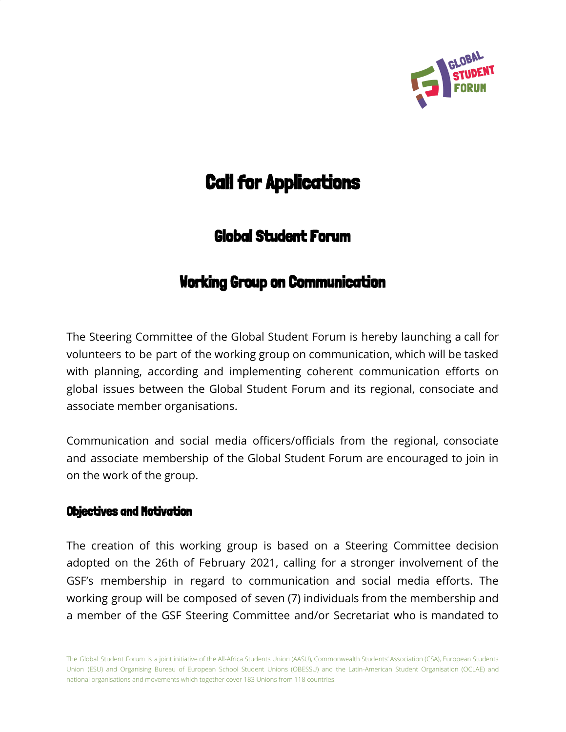# Call for Applications

## Global Student Forum

## Working Group on Communication

The Steering Committee of the Global Student Forum is hereby launching a call for volunteers to be part of the working group on communication, which will be tasked with planning, according and implementing coherent communication efforts on global issues between the Global Student Forum and its regional, consociate and associate member organisations.

Communication and social media officers/officials from the regional, consociate and associate membership of the Global Student Forum are encouraged to join in on the work of the group.

### Objectives and Motivation

The creation of this working group is based on a Steering Committee decision adopted on the 26th of February 2021, calling for a stronger involvement of the GSF's membership in regard to communication and social media efforts. The working group will be composed of seven (7) individuals from the membership and a member of the GSF Steering Committee and/or Secretariat who is mandated to

The Global Student Forum is a joint initiative of the All-Africa Students Union (AASU), Commonwealth Students' Association (CSA), European Students Union (ESU) and Organising Bureau of European School Student Unions (OBESSU) and the Latin-American Student Organisation (OCLAE) and national organisations and movements which together cover 183 Unions from 118 countries.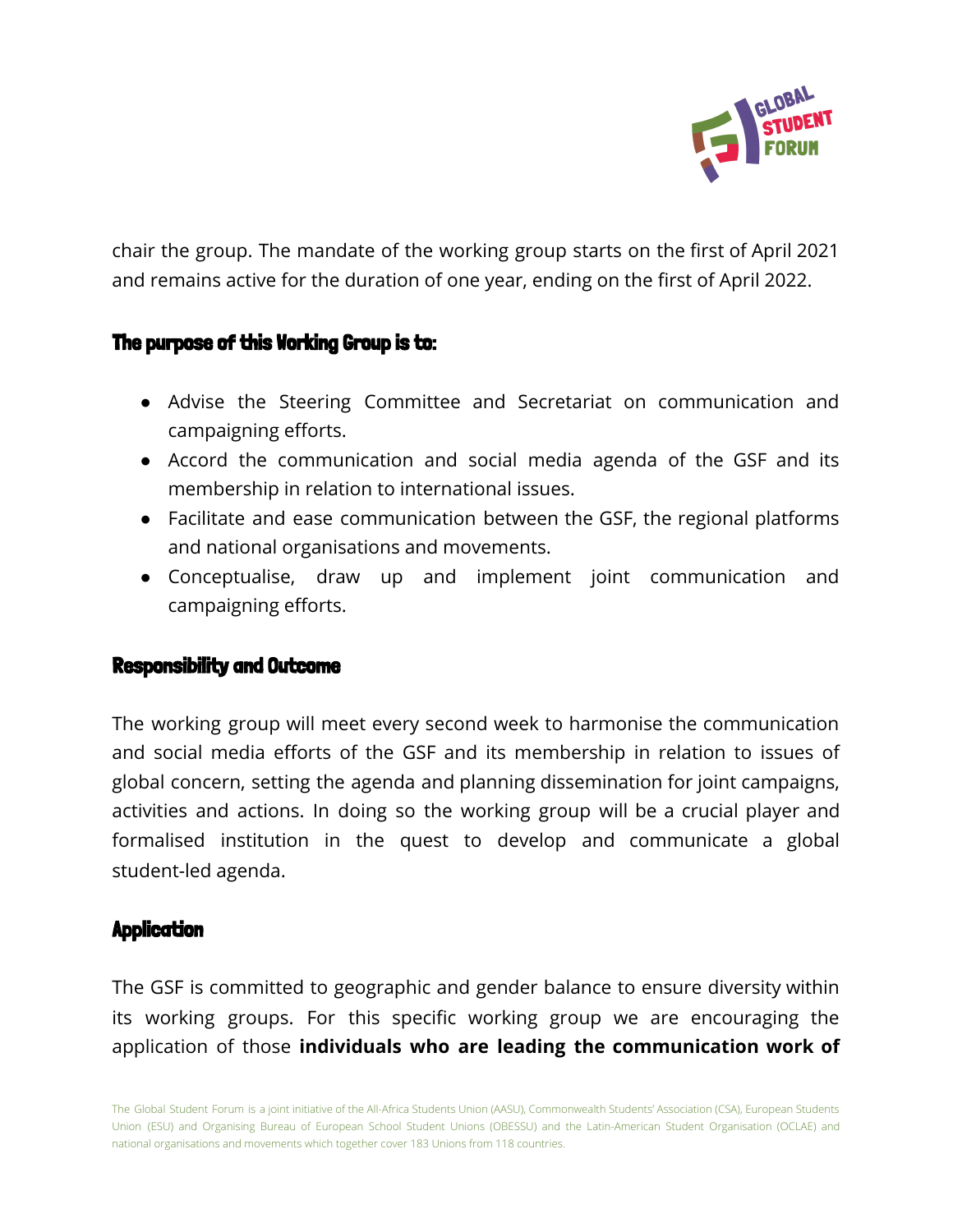chair the group. The mandate of the working group starts on the first of April 2021 and remains active for the duration of one year, ending on the first of April 2022.

## The purpose of this Working Group is to:

- Advise the Steering Committee and Secretariat on communication and campaigning efforts.
- Accord the communication and social media agenda of the GSF and its membership in relation to international issues.
- Facilitate and ease communication between the GSF, the regional platforms and national organisations and movements.
- Conceptualise, draw up and implement joint communication and campaigning efforts.

## Responsibility and Outcome

The working group will meet every second week to harmonise the communication and social media efforts of the GSF and its membership in relation to issues of global concern, setting the agenda and planning dissemination for joint campaigns, activities and actions. In doing so the working group will be a crucial player and formalised institution in the quest to develop and communicate a global student-led agenda.

## Application

The GSF is committed to geographic and gender balance to ensure diversity within its working groups. For this specific working group we are encouraging the application of those **individuals who are leading the communication work of**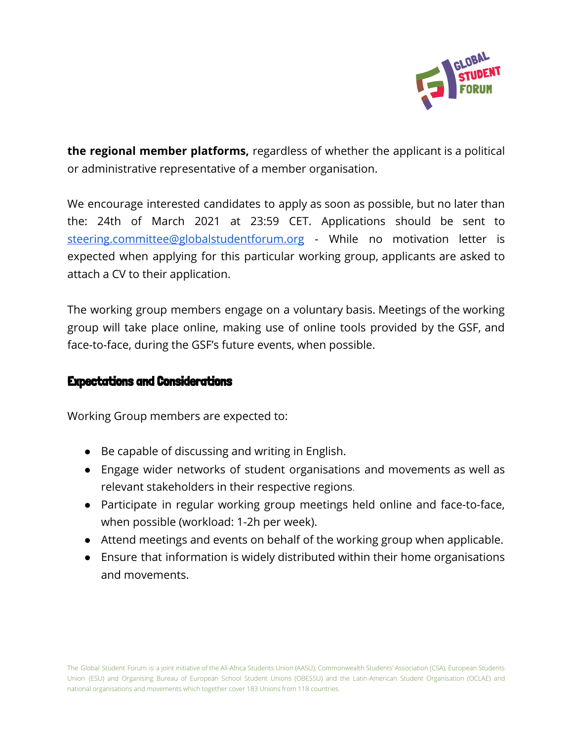**the regional member platforms,** regardless of whether the applicant is a political or administrative representative of a member organisation.

We encourage interested candidates to apply as soon as possible, but no later than the: 24th of March 2021 at 23:59 CET. Applications should be sent to [steering.committee@globalstudentforum.org](mailto:steering.committee@globalstudentforum.org) - While no motivation letter is expected when applying for this particular working group, applicants are asked to attach a CV to their application.

The working group members engage on a voluntary basis. Meetings of the working group will take place online, making use of online tools provided by the GSF, and face-to-face, during the GSF's future events, when possible.

## Expectations and Considerations

Working Group members are expected to:

- Be capable of discussing and writing in English.
- Engage wider networks of student organisations and movements as well as relevant stakeholders in their respective regions.
- Participate in regular working group meetings held online and face-to-face, when possible (workload: 1-2h per week).
- Attend meetings and events on behalf of the working group when applicable.
- Ensure that information is widely distributed within their home organisations and movements.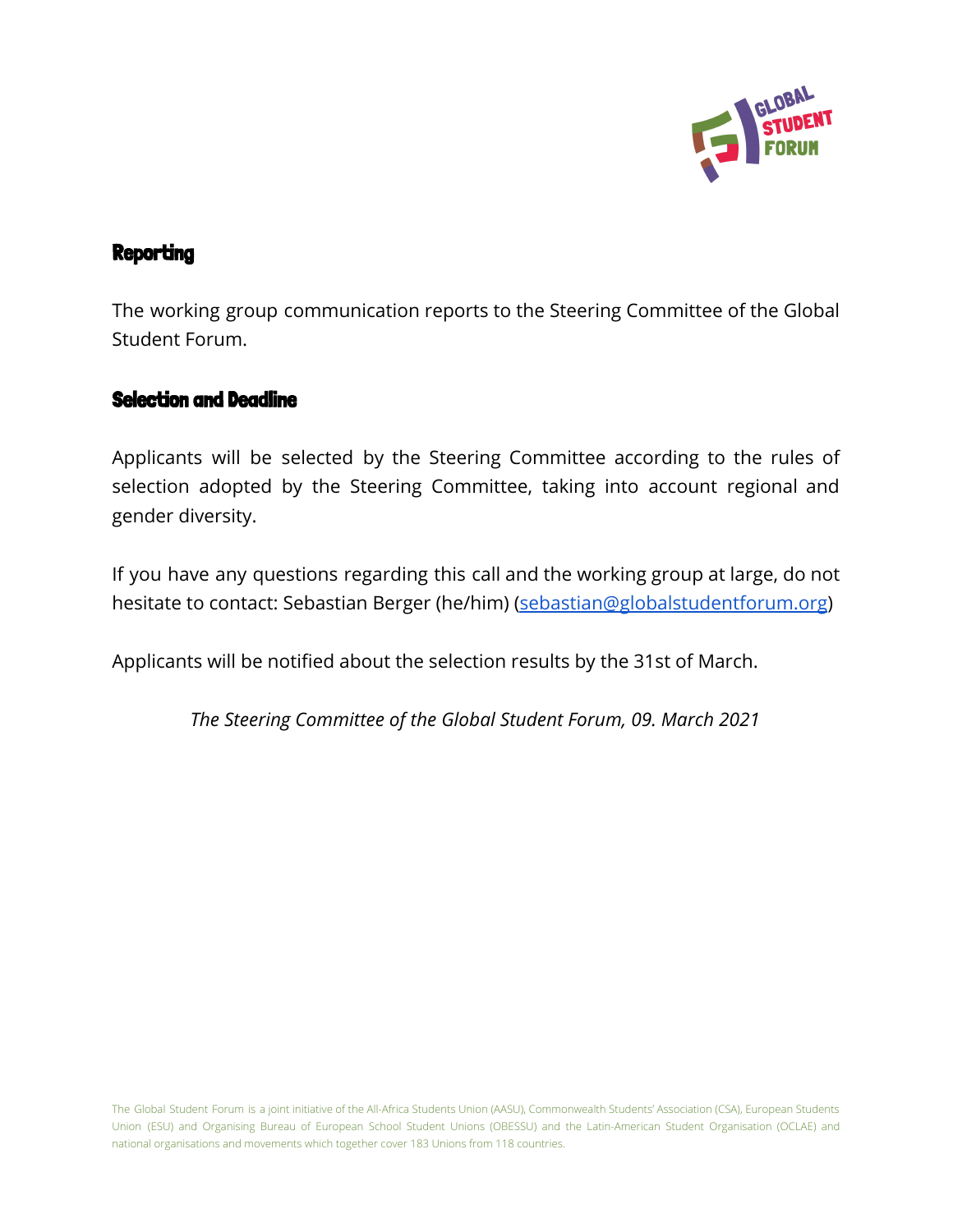## Reporting

The working group communication reports to the Steering Committee of the Global Student Forum.

## Selection and Deadline

Applicants will be selected by the Steering Committee according to the rules of selection adopted by the Steering Committee, taking into account regional and gender diversity.

If you have any questions regarding this call and the working group at large, do not hesitate to contact: Sebastian Berger (he/him) (sebastian@globalstudentforum.org)

Applicants will be notified about the selection results by the 31st of March.

*The Steering Committee of the Global Student Forum, 09. March 2021*

The Global Student Forum is a joint initiative of the All-Africa Students Union (AASU), Commonwealth Students' Association (CSA), European Students Union (ESU) and Organising Bureau of European School Student Unions (OBESSU) and the Latin-American Student Organisation (OCLAE) and national organisations and movements which together cover 183 Unions from 118 countries.